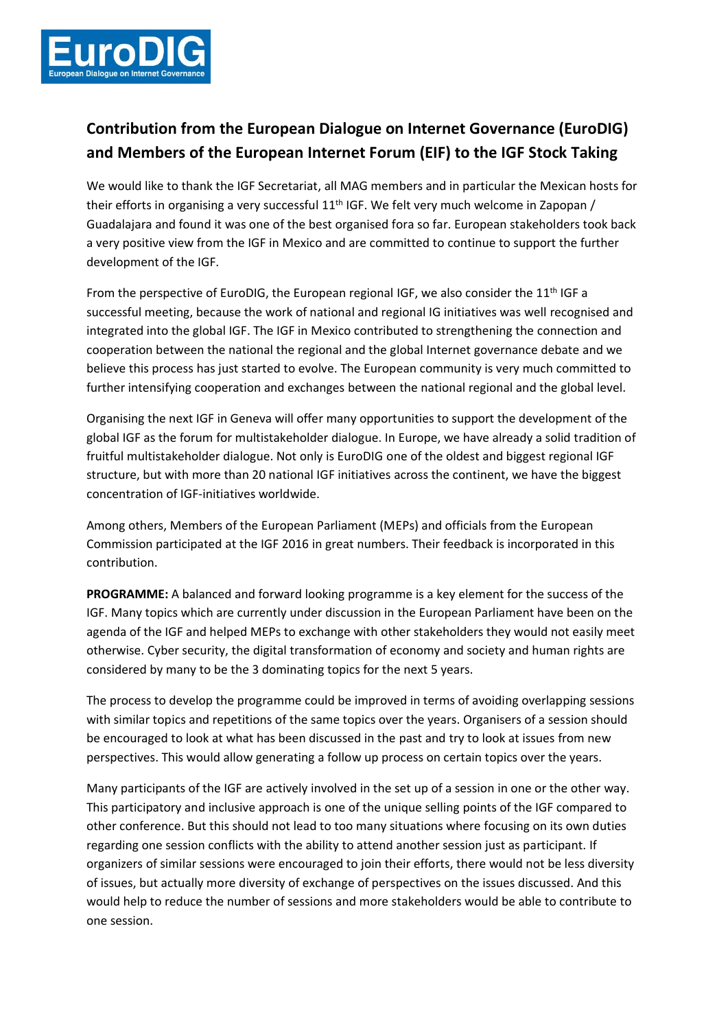## Contribution from the European Dialogue on Internet Governance (EuroDIG) and Members of the European Internet Forum (EIF) to the IGF Stock Taking

We would like to thank the IGF Secretariat, all MAG members and in particular the Mexican hosts for their efforts in organising a very successful 11th IGF. We felt very much welcome in Zapopan / Guadalajara and found it was one of the best organised fora so far. European stakeholders took back a very positive view from the IGF in Mexico and are committed to continue to support the further development of the IGF.

From the perspective of EuroDIG, the European regional IGF, we also consider the 11th IGF a successful meeting, because the work of national and regional IG initiatives was well recognised and integrated into the global IGF. The IGF in Mexico contributed to strengthening the connection and cooperation between the national the regional and the global Internet governance debate and we believe this process has just started to evolve. The European community is very much committed to further intensifying cooperation and exchanges between the national regional and the global level.

Organising the next IGF in Geneva will offer many opportunities to support the development of the global IGF as the forum for multistakeholder dialogue. In Europe, we have already a solid tradition of fruitful multistakeholder dialogue. Not only is EuroDIG one of the oldest and biggest regional IGF structure, but with more than 20 national IGF initiatives across the continent, we have the biggest concentration of IGF-initiatives worldwide.

Among others, Members of the European Parliament (MEPs) and officials from the European Commission participated at the IGF 2016 in great numbers. Their feedback is incorporated in this contribution.

**PROGRAMME:** A balanced and forward looking programme is a key element for the success of the IGF. Many topics which are currently under discussion in the European Parliament have been on the agenda of the IGF and helped MEPs to exchange with other stakeholders they would not easily meet otherwise. Cyber security, the digital transformation of economy and society and human rights are considered by many to be the 3 dominating topics for the next 5 years.

The process to develop the programme could be improved in terms of avoiding overlapping sessions with similar topics and repetitions of the same topics over the years. Organisers of a session should be encouraged to look at what has been discussed in the past and try to look at issues from new perspectives. This would allow generating a follow up process on certain topics over the years.

Many participants of the IGF are actively involved in the set up of a session in one or the other way. This participatory and inclusive approach is one of the unique selling points of the IGF compared to other conference. But this should not lead to too many situations where focusing on its own duties regarding one session conflicts with the ability to attend another session just as participant. If organizers of similar sessions were encouraged to join their efforts, there would not be less diversity of issues, but actually more diversity of exchange of perspectives on the issues discussed. And this would help to reduce the number of sessions and more stakeholders would be able to contribute to one session.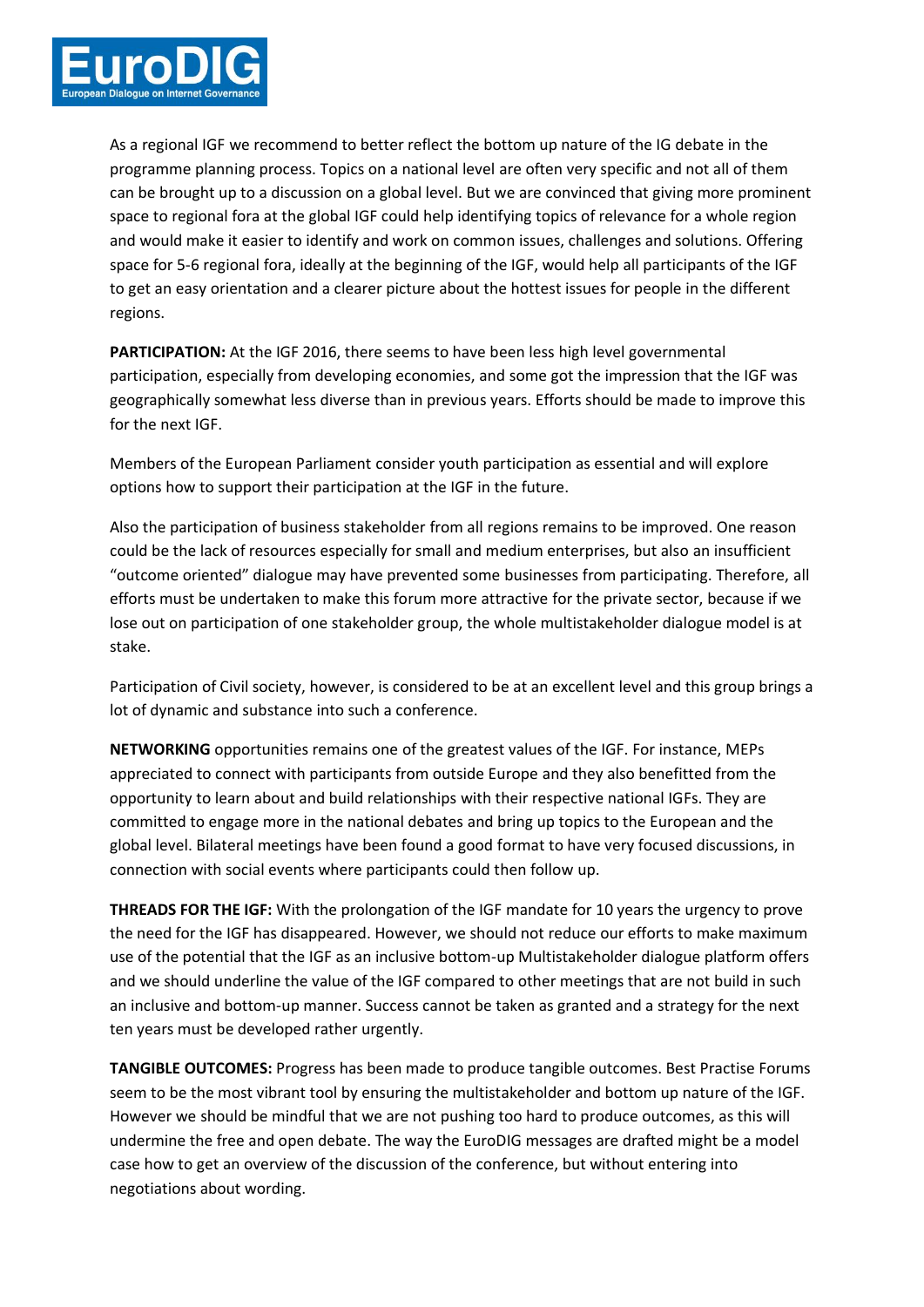As a regional IGF we recommend to better reflect the bottom up nature of the IG debate in the programme planning process. Topics on a national level are often very specific and not all of them can be brought up to a discussion on a global level. But we are convinced that giving more prominent space to regional fora at the global IGF could help identifying topics of relevance for a whole region and would make it easier to identify and work on common issues, challenges and solutions. Offering space for 5-6 regional fora, ideally at the beginning of the IGF, would help all participants of the IGF to get an easy orientation and a clearer picture about the hottest issues for people in the different regions.

**PARTICIPATION:** At the IGF 2016, there seems to have been less high level governmental participation, especially from developing economies, and some got the impression that the IGF was geographically somewhat less diverse than in previous years. Efforts should be made to improve this for the next IGF.

Members of the European Parliament consider youth participation as essential and will explore options how to support their participation at the IGF in the future.

Also the participation of business stakeholder from all regions remains to be improved. One reason could be the lack of resources especially for small and medium enterprises, but also an insufficient "outcome oriented" dialogue may have prevented some businesses from participating. Therefore, all efforts must be undertaken to make this forum more attractive for the private sector, because if we lose out on participation of one stakeholder group, the whole multistakeholder dialogue model is at stake.

Participation of Civil society, however, is considered to be at an excellent level and this group brings a lot of dynamic and substance into such a conference.

**NETWORKING** opportunities remains one of the greatest values of the IGF. For instance, MEPs appreciated to connect with participants from outside Europe and they also benefitted from the opportunity to learn about and build relationships with their respective national IGFs. They are committed to engage more in the national debates and bring up topics to the European and the global level. Bilateral meetings have been found a good format to have very focused discussions, in connection with social events where participants could then follow up.

**THREADS FOR THE IGF:** With the prolongation of the IGF mandate for 10 years the urgency to prove the need for the IGF has disappeared. However, we should not reduce our efforts to make maximum use of the potential that the IGF as an inclusive bottom-up Multistakeholder dialogue platform offers and we should underline the value of the IGF compared to other meetings that are not build in such an inclusive and bottom-up manner. Success cannot be taken as granted and a strategy for the next ten years must be developed rather urgently.

**TANGIBLE OUTCOMES:** Progress has been made to produce tangible outcomes. Best Practise Forums seem to be the most vibrant tool by ensuring the multistakeholder and bottom up nature of the IGF. However we should be mindful that we are not pushing too hard to produce outcomes, as this will undermine the free and open debate. The way the EuroDIG messages are drafted might be a model case how to get an overview of the discussion of the conference, but without entering into negotiations about wording.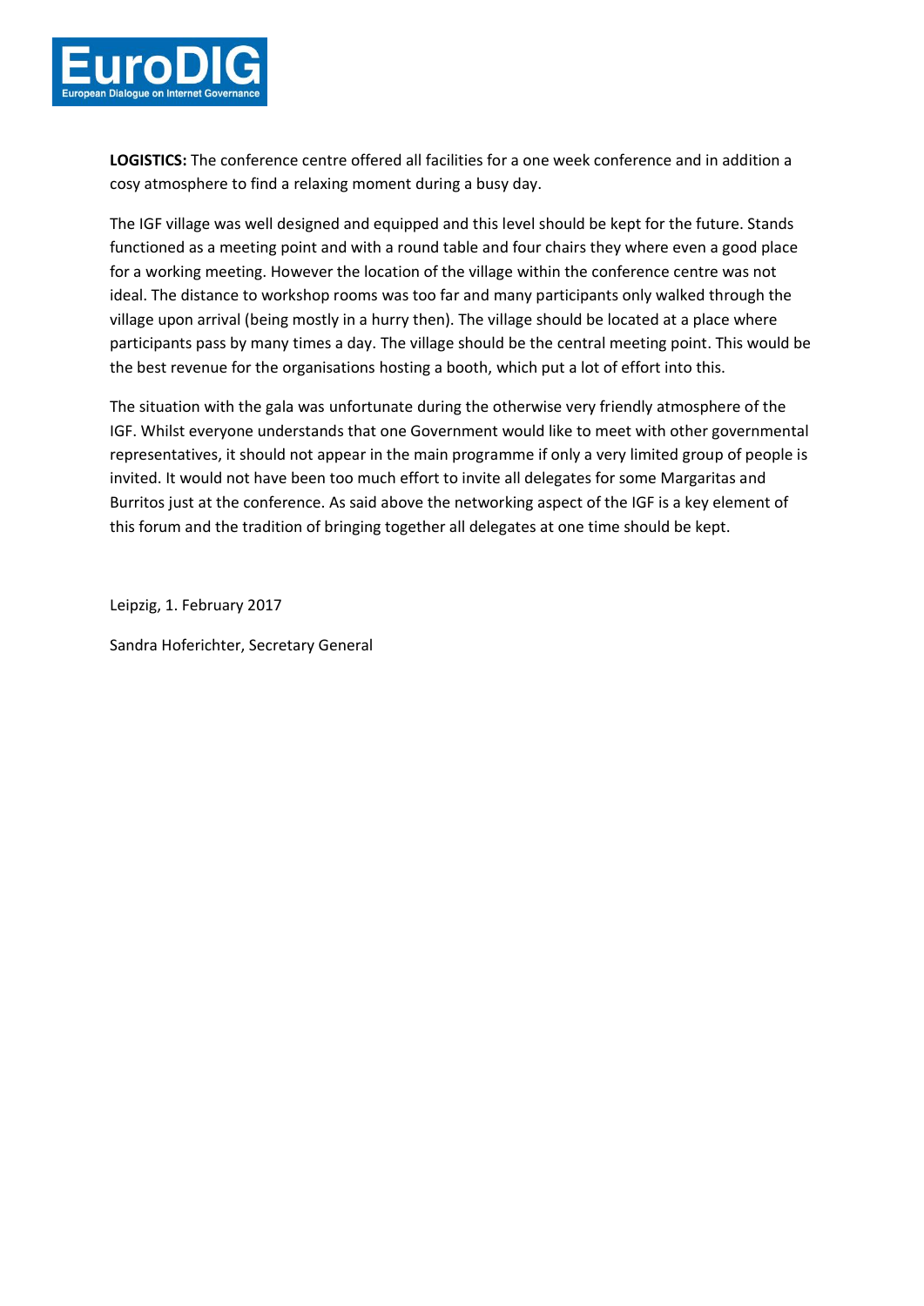**LOGISTICS:** The conference centre offered all facilities for a one week conference and in addition a cosy atmosphere to find a relaxing moment during a busy day.

The IGF village was well designed and equipped and this level should be kept for the future. Stands functioned as a meeting point and with a round table and four chairs they where even a good place for a working meeting. However the location of the village within the conference centre was not ideal. The distance to workshop rooms was too far and many participants only walked through the village upon arrival (being mostly in a hurry then). The village should be located at a place where participants pass by many times a day. The village should be the central meeting point. This would be the best revenue for the organisations hosting a booth, which put a lot of effort into this.

The situation with the gala was unfortunate during the otherwise very friendly atmosphere of the IGF. Whilst everyone understands that one Government would like to meet with other governmental representatives, it should not appear in the main programme if only a very limited group of people is invited. It would not have been too much effort to invite all delegates for some Margaritas and Burritos just at the conference. As said above the networking aspect of the IGF is a key element of this forum and the tradition of bringing together all delegates at one time should be kept.

Leipzig, 1. February 2017

Sandra Hoferichter, Secretary General